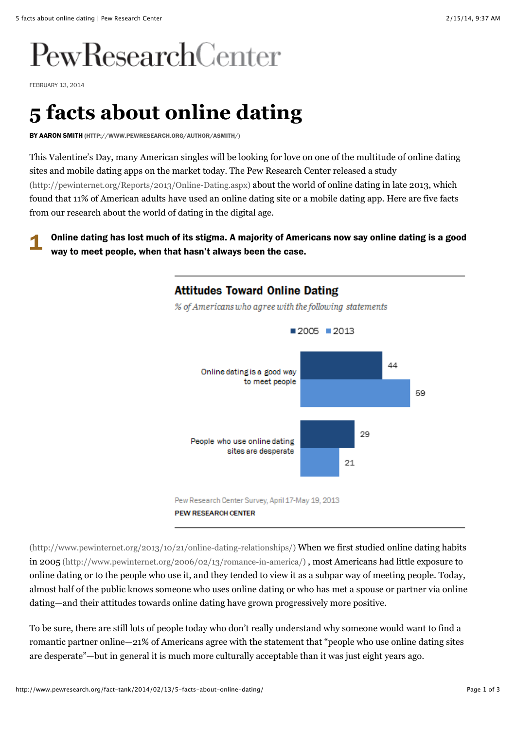# Pew Research Center

FEBRUARY 13, 2014

# 5 facts about online dating

**BY AARON SMITH** (HTTP://WWW.PEWRESEARCH.ORG/AUTHOR/ASMITH/)

This Valentine's Day, many American singles will be looking for love on one of the multitude of online dating sites and mobile dating apps on the market today. The Pew Research Center released a study (http://pewinternet.org/Reports/2013/Online-Dating.aspx) about the world of online dating in late 2013, which found that 11% of American adults have used an online dating site or a mobile dating app. Here are five facts from our research about the world of dating in the digital age.

## 1 Online dating has lost much of its stigma. A majority of Americans now say online dating is a good way to meet people, when that hasn't always been the case.

**Attitudes Toward Online Dating**

*% of Americans who agree with the following statements*

| | 2005 | 2013 |
|---|---|---|
| Online dating is a good way to meet people | 44 | 59 |
| People who use online dating sites are desperate | 29 | 21 |

Pew Research Center Survey, April 17-May 19, 2013

PEW RESEARCH CENTER

(http://www.pewinternet.org/2013/10/21/online-dating-relationships/) When we first studied online dating habits in 2005 (http://www.pewinternet.org/2006/02/13/romance-in-america/) , most Americans had little exposure to online dating or to the people who use it, and they tended to view it as a subpar way of meeting people. Today, almost half of the public knows someone who uses online dating or who has met a spouse or partner via online dating—and their attitudes towards online dating have grown progressively more positive.

To be sure, there are still lots of people today who don't really understand why someone would want to find a romantic partner online—21% of Americans agree with the statement that "people who use online dating sites are desperate"—but in general it is much more culturally acceptable than it was just eight years ago.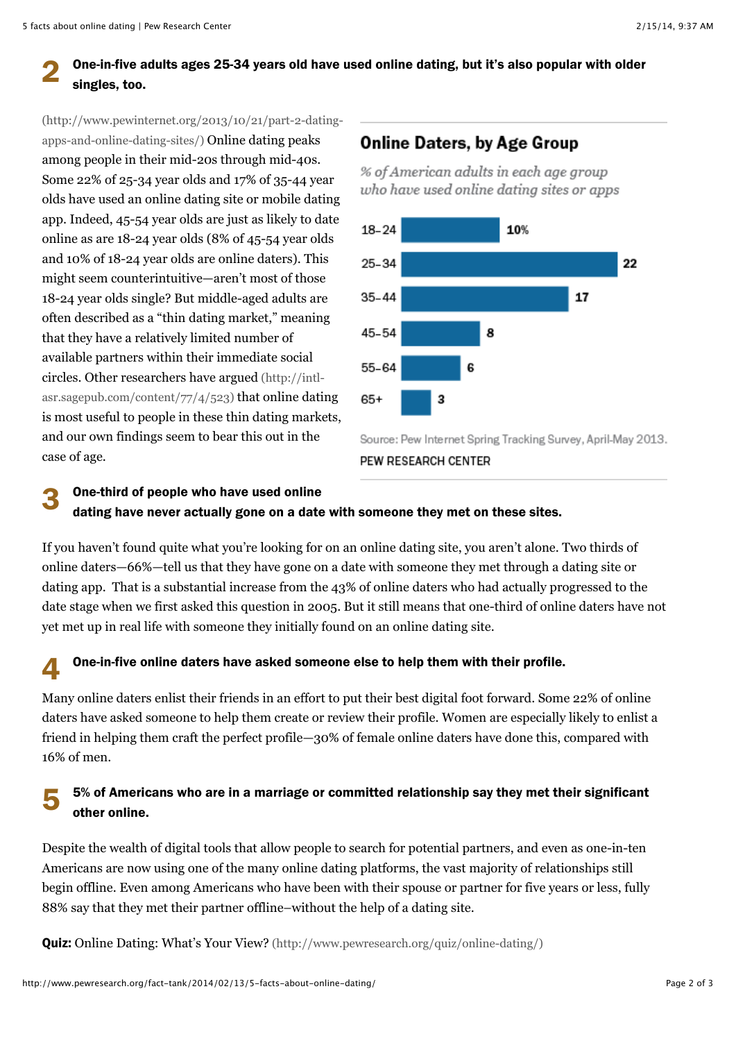## 2 One-in-five adults ages 25-34 years old have used online dating, but it's also popular with older singles, too.

(http://www.pewinternet.org/2013/10/21/part-2-dating-apps-and-online-dating-sites/) Online dating peaks among people in their mid-20s through mid-40s. Some 22% of 25-34 year olds and 17% of 35-44 year olds have used an online dating site or mobile dating app. Indeed, 45-54 year olds are just as likely to date online as are 18-24 year olds (8% of 45-54 year olds and 10% of 18-24 year olds are online daters). This might seem counterintuitive—aren't most of those 18-24 year olds single? But middle-aged adults are often described as a "thin dating market," meaning that they have a relatively limited number of available partners within their immediate social circles. Other researchers have argued (http://intl-asr.sagepub.com/content/77/4/523) that online dating is most useful to people in these thin dating markets, and our own findings seem to bear this out in the case of age.

**Online Daters, by Age Group**

*% of American adults in each age group who have used online dating sites or apps*

| Age group | % |
|---|---|
| 18-24 | 10% |
| 25-34 | 22 |
| 35-44 | 17 |
| 45-54 | 8 |
| 55-64 | 6 |
| 65+ | 3 |

Source: Pew Internet Spring Tracking Survey, April-May 2013.

PEW RESEARCH CENTER

## 3 One-third of people who have used online dating have never actually gone on a date with someone they met on these sites.

If you haven't found quite what you're looking for on an online dating site, you aren't alone. Two thirds of online daters—66%—tell us that they have gone on a date with someone they met through a dating site or dating app. That is a substantial increase from the 43% of online daters who had actually progressed to the date stage when we first asked this question in 2005. But it still means that one-third of online daters have not yet met up in real life with someone they initially found on an online dating site.

## 4 One-in-five online daters have asked someone else to help them with their profile.

Many online daters enlist their friends in an effort to put their best digital foot forward. Some 22% of online daters have asked someone to help them create or review their profile. Women are especially likely to enlist a friend in helping them craft the perfect profile—30% of female online daters have done this, compared with 16% of men.

## 5 5% of Americans who are in a marriage or committed relationship say they met their significant other online.

Despite the wealth of digital tools that allow people to search for potential partners, and even as one-in-ten Americans are now using one of the many online dating platforms, the vast majority of relationships still begin offline. Even among Americans who have been with their spouse or partner for five years or less, fully 88% say that they met their partner offline–without the help of a dating site.

**Quiz:** Online Dating: What's Your View? (http://www.pewresearch.org/quiz/online-dating/)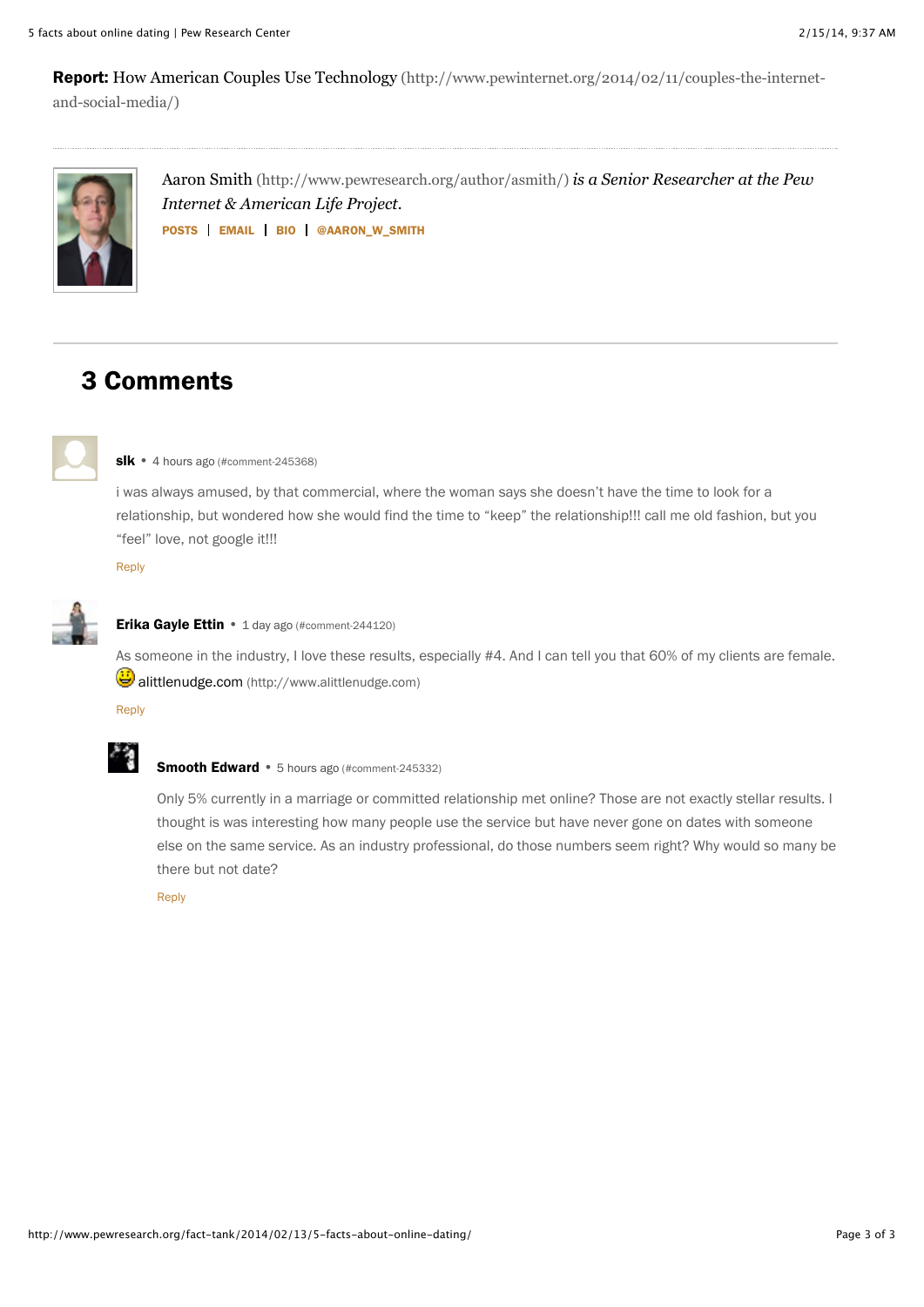**Report:** How American Couples Use Technology (http://www.pewinternet.org/2014/02/11/couples-the-internet-and-social-media/)

Aaron Smith (http://www.pewresearch.org/author/asmith/) *is a Senior Researcher at the Pew Internet & American Life Project.*

**POSTS** | **EMAIL** | **BIO** | **@AARON_W_SMITH**

## 3 Comments

**slk** • 4 hours ago (#comment-245368)

i was always amused, by that commercial, where the woman says she doesn't have the time to look for a relationship, but wondered how she would find the time to "keep" the relationship!!! call me old fashion, but you "feel" love, not google it!!!

Reply

**Erika Gayle Ettin** • 1 day ago (#comment-244120)

As someone in the industry, I love these results, especially #4. And I can tell you that 60% of my clients are female. 😃 alittlenudge.com (http://www.alittlenudge.com)

Reply

**Smooth Edward** • 5 hours ago (#comment-245332)

Only 5% currently in a marriage or committed relationship met online? Those are not exactly stellar results. I thought is was interesting how many people use the service but have never gone on dates with someone else on the same service. As an industry professional, do those numbers seem right? Why would so many be there but not date?

Reply